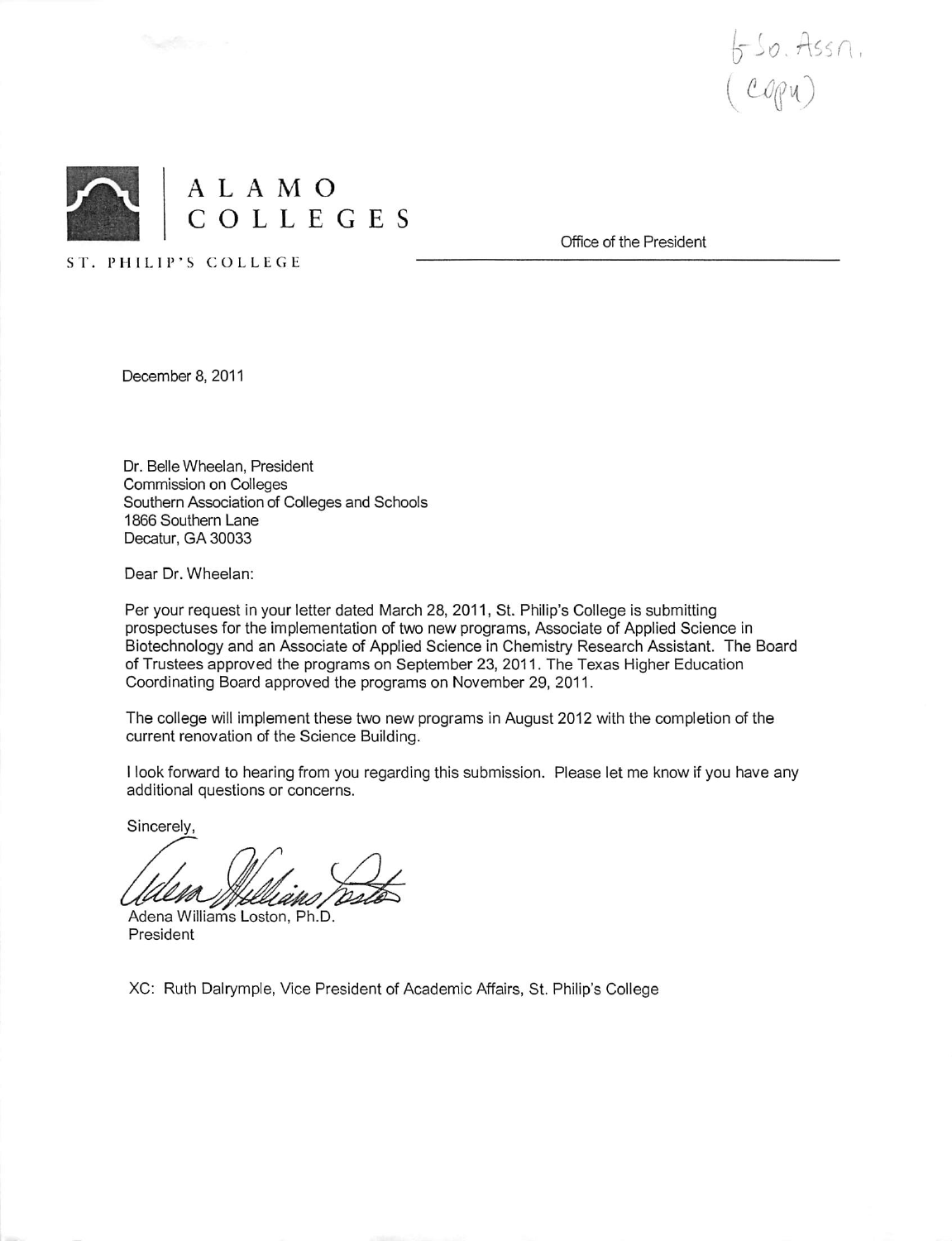5 So. Assn.
(copy)

ALAMO
COLLEGES

ST. PHILIP'S COLLEGE

Office of the President

December 8, 2011

Dr. Belle Wheelan, President
Commission on Colleges
Southern Association of Colleges and Schools
1866 Southern Lane
Decatur, GA 30033

Dear Dr. Wheelan:

Per your request in your letter dated March 28, 2011, St. Philip's College is submitting prospectuses for the implementation of two new programs, Associate of Applied Science in Biotechnology and an Associate of Applied Science in Chemistry Research Assistant. The Board of Trustees approved the programs on September 23, 2011. The Texas Higher Education Coordinating Board approved the programs on November 29, 2011.

The college will implement these two new programs in August 2012 with the completion of the current renovation of the Science Building.

I look forward to hearing from you regarding this submission. Please let me know if you have any additional questions or concerns.

Sincerely,

Adena Williams Loston

Adena Williams Loston, Ph.D.
President

XC: Ruth Dalrymple, Vice President of Academic Affairs, St. Philip's College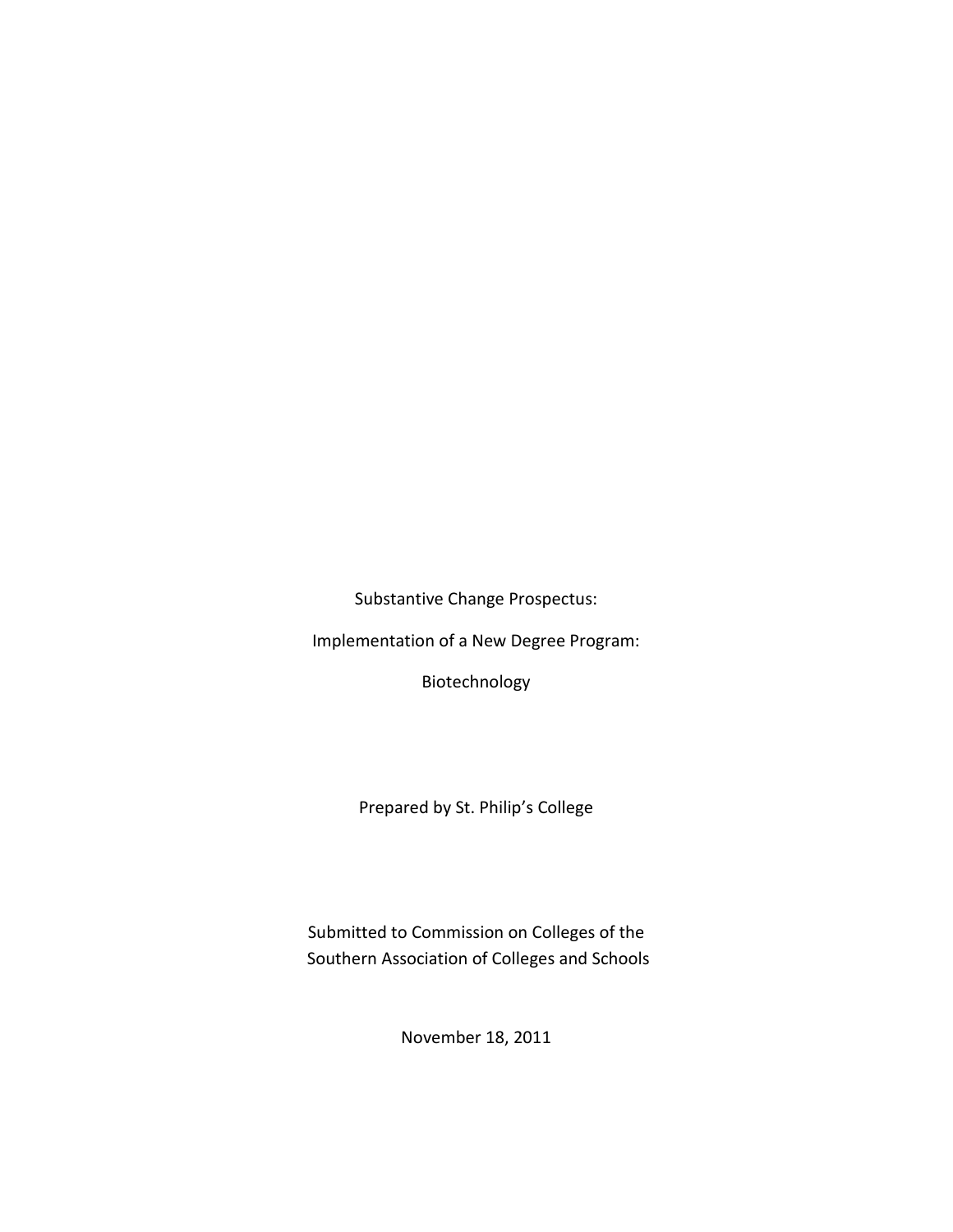Substantive Change Prospectus:

Implementation of a New Degree Program:

Biotechnology

Prepared by St. Philip's College

Submitted to Commission on Colleges of the Southern Association of Colleges and Schools

November 18, 2011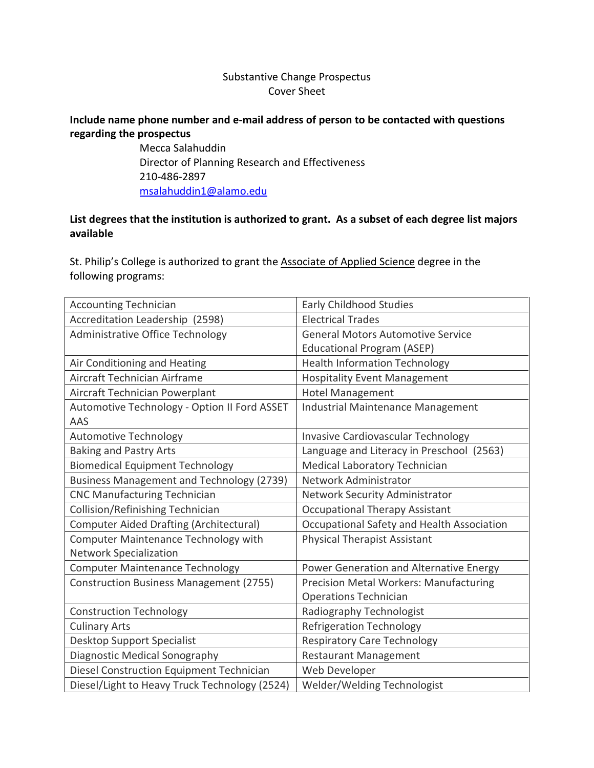Substantive Change Prospectus
Cover Sheet

**Include name phone number and e-mail address of person to be contacted with questions regarding the prospectus**

Mecca Salahuddin
Director of Planning Research and Effectiveness
210-486-2897
msalahuddin1@alamo.edu

**List degrees that the institution is authorized to grant. As a subset of each degree list majors available**

St. Philip's College is authorized to grant the Associate of Applied Science degree in the following programs:

| | |
|---|---|
| Accounting Technician | Early Childhood Studies |
| Accreditation Leadership (2598) | Electrical Trades |
| Administrative Office Technology | General Motors Automotive Service Educational Program (ASEP) |
| Air Conditioning and Heating | Health Information Technology |
| Aircraft Technician Airframe | Hospitality Event Management |
| Aircraft Technician Powerplant | Hotel Management |
| Automotive Technology - Option II Ford ASSET AAS | Industrial Maintenance Management |
| Automotive Technology | Invasive Cardiovascular Technology |
| Baking and Pastry Arts | Language and Literacy in Preschool (2563) |
| Biomedical Equipment Technology | Medical Laboratory Technician |
| Business Management and Technology (2739) | Network Administrator |
| CNC Manufacturing Technician | Network Security Administrator |
| Collision/Refinishing Technician | Occupational Therapy Assistant |
| Computer Aided Drafting (Architectural) | Occupational Safety and Health Association |
| Computer Maintenance Technology with Network Specialization | Physical Therapist Assistant |
| Computer Maintenance Technology | Power Generation and Alternative Energy |
| Construction Business Management (2755) | Precision Metal Workers: Manufacturing Operations Technician |
| Construction Technology | Radiography Technologist |
| Culinary Arts | Refrigeration Technology |
| Desktop Support Specialist | Respiratory Care Technology |
| Diagnostic Medical Sonography | Restaurant Management |
| Diesel Construction Equipment Technician | Web Developer |
| Diesel/Light to Heavy Truck Technology (2524) | Welder/Welding Technologist |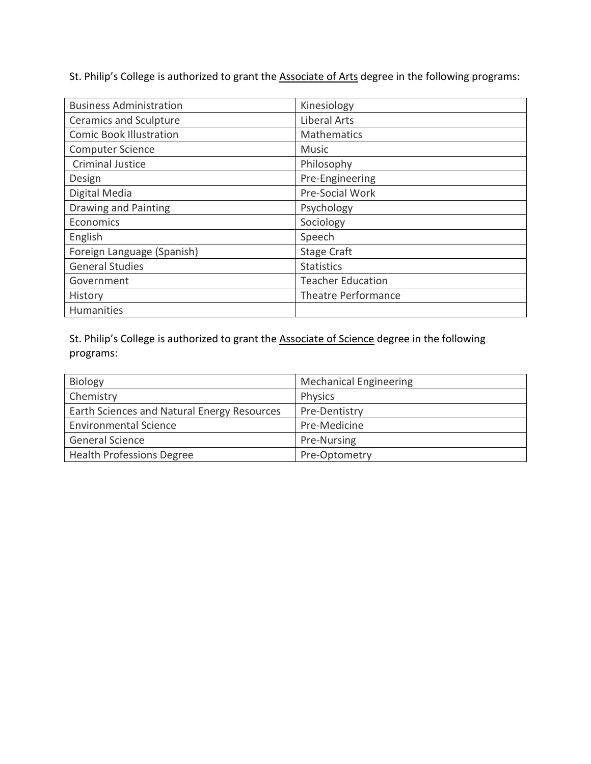St. Philip's College is authorized to grant the <u>Associate of Arts</u> degree in the following programs:

| | |
|---|---|
| Business Administration | Kinesiology |
| Ceramics and Sculpture | Liberal Arts |
| Comic Book Illustration | Mathematics |
| Computer Science | Music |
| Criminal Justice | Philosophy |
| Design | Pre-Engineering |
| Digital Media | Pre-Social Work |
| Drawing and Painting | Psychology |
| Economics | Sociology |
| English | Speech |
| Foreign Language (Spanish) | Stage Craft |
| General Studies | Statistics |
| Government | Teacher Education |
| History | Theatre Performance |
| Humanities | |

St. Philip's College is authorized to grant the <u>Associate of Science</u> degree in the following programs:

| | |
|---|---|
| Biology | Mechanical Engineering |
| Chemistry | Physics |
| Earth Sciences and Natural Energy Resources | Pre-Dentistry |
| Environmental Science | Pre-Medicine |
| General Science | Pre-Nursing |
| Health Professions Degree | Pre-Optometry |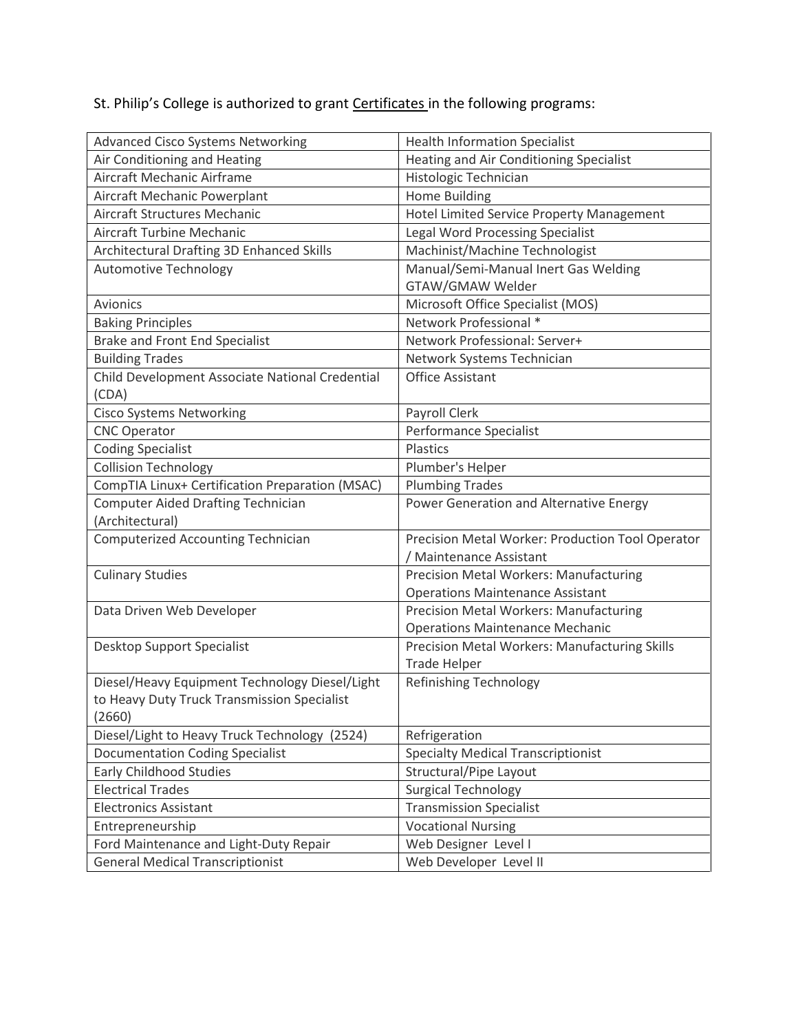St. Philip's College is authorized to grant <u>Certificates</u> in the following programs:

| | |
|---|---|
| Advanced Cisco Systems Networking | Health Information Specialist |
| Air Conditioning and Heating | Heating and Air Conditioning Specialist |
| Aircraft Mechanic Airframe | Histologic Technician |
| Aircraft Mechanic Powerplant | Home Building |
| Aircraft Structures Mechanic | Hotel Limited Service Property Management |
| Aircraft Turbine Mechanic | Legal Word Processing Specialist |
| Architectural Drafting 3D Enhanced Skills | Machinist/Machine Technologist |
| Automotive Technology | Manual/Semi-Manual Inert Gas Welding GTAW/GMAW Welder |
| Avionics | Microsoft Office Specialist (MOS) |
| Baking Principles | Network Professional * |
| Brake and Front End Specialist | Network Professional: Server+ |
| Building Trades | Network Systems Technician |
| Child Development Associate National Credential (CDA) | Office Assistant |
| Cisco Systems Networking | Payroll Clerk |
| CNC Operator | Performance Specialist |
| Coding Specialist | Plastics |
| Collision Technology | Plumber's Helper |
| CompTIA Linux+ Certification Preparation (MSAC) | Plumbing Trades |
| Computer Aided Drafting Technician (Architectural) | Power Generation and Alternative Energy |
| Computerized Accounting Technician | Precision Metal Worker: Production Tool Operator / Maintenance Assistant |
| Culinary Studies | Precision Metal Workers: Manufacturing Operations Maintenance Assistant |
| Data Driven Web Developer | Precision Metal Workers: Manufacturing Operations Maintenance Mechanic |
| Desktop Support Specialist | Precision Metal Workers: Manufacturing Skills Trade Helper |
| Diesel/Heavy Equipment Technology Diesel/Light to Heavy Duty Truck Transmission Specialist (2660) | Refinishing Technology |
| Diesel/Light to Heavy Truck Technology (2524) | Refrigeration |
| Documentation Coding Specialist | Specialty Medical Transcriptionist |
| Early Childhood Studies | Structural/Pipe Layout |
| Electrical Trades | Surgical Technology |
| Electronics Assistant | Transmission Specialist |
| Entrepreneurship | Vocational Nursing |
| Ford Maintenance and Light-Duty Repair | Web Designer Level I |
| General Medical Transcriptionist | Web Developer Level II |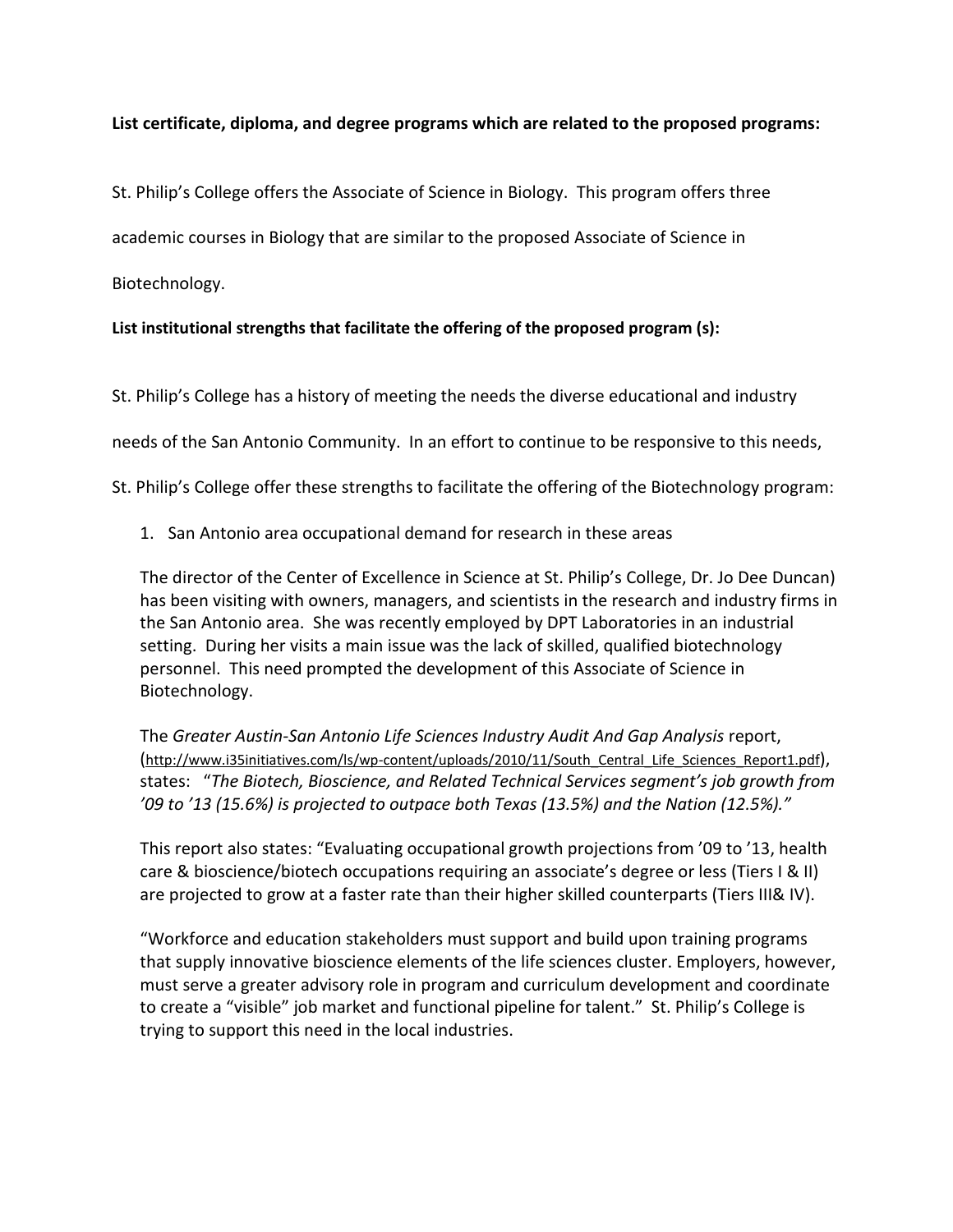**List certificate, diploma, and degree programs which are related to the proposed programs:**

St. Philip's College offers the Associate of Science in Biology. This program offers three academic courses in Biology that are similar to the proposed Associate of Science in Biotechnology.

**List institutional strengths that facilitate the offering of the proposed program (s):**

St. Philip's College has a history of meeting the needs the diverse educational and industry needs of the San Antonio Community. In an effort to continue to be responsive to this needs, St. Philip's College offer these strengths to facilitate the offering of the Biotechnology program:

1. San Antonio area occupational demand for research in these areas

   The director of the Center of Excellence in Science at St. Philip's College, Dr. Jo Dee Duncan) has been visiting with owners, managers, and scientists in the research and industry firms in the San Antonio area. She was recently employed by DPT Laboratories in an industrial setting. During her visits a main issue was the lack of skilled, qualified biotechnology personnel. This need prompted the development of this Associate of Science in Biotechnology.

   The *Greater Austin-San Antonio Life Sciences Industry Audit And Gap Analysis* report, (http://www.i35initiatives.com/ls/wp-content/uploads/2010/11/South_Central_Life_Sciences_Report1.pdf), states: "*The Biotech, Bioscience, and Related Technical Services segment's job growth from '09 to '13 (15.6%) is projected to outpace both Texas (13.5%) and the Nation (12.5%).*"

   This report also states: "Evaluating occupational growth projections from '09 to '13, health care & bioscience/biotech occupations requiring an associate's degree or less (Tiers I & II) are projected to grow at a faster rate than their higher skilled counterparts (Tiers III& IV).

   "Workforce and education stakeholders must support and build upon training programs that supply innovative bioscience elements of the life sciences cluster. Employers, however, must serve a greater advisory role in program and curriculum development and coordinate to create a "visible" job market and functional pipeline for talent." St. Philip's College is trying to support this need in the local industries.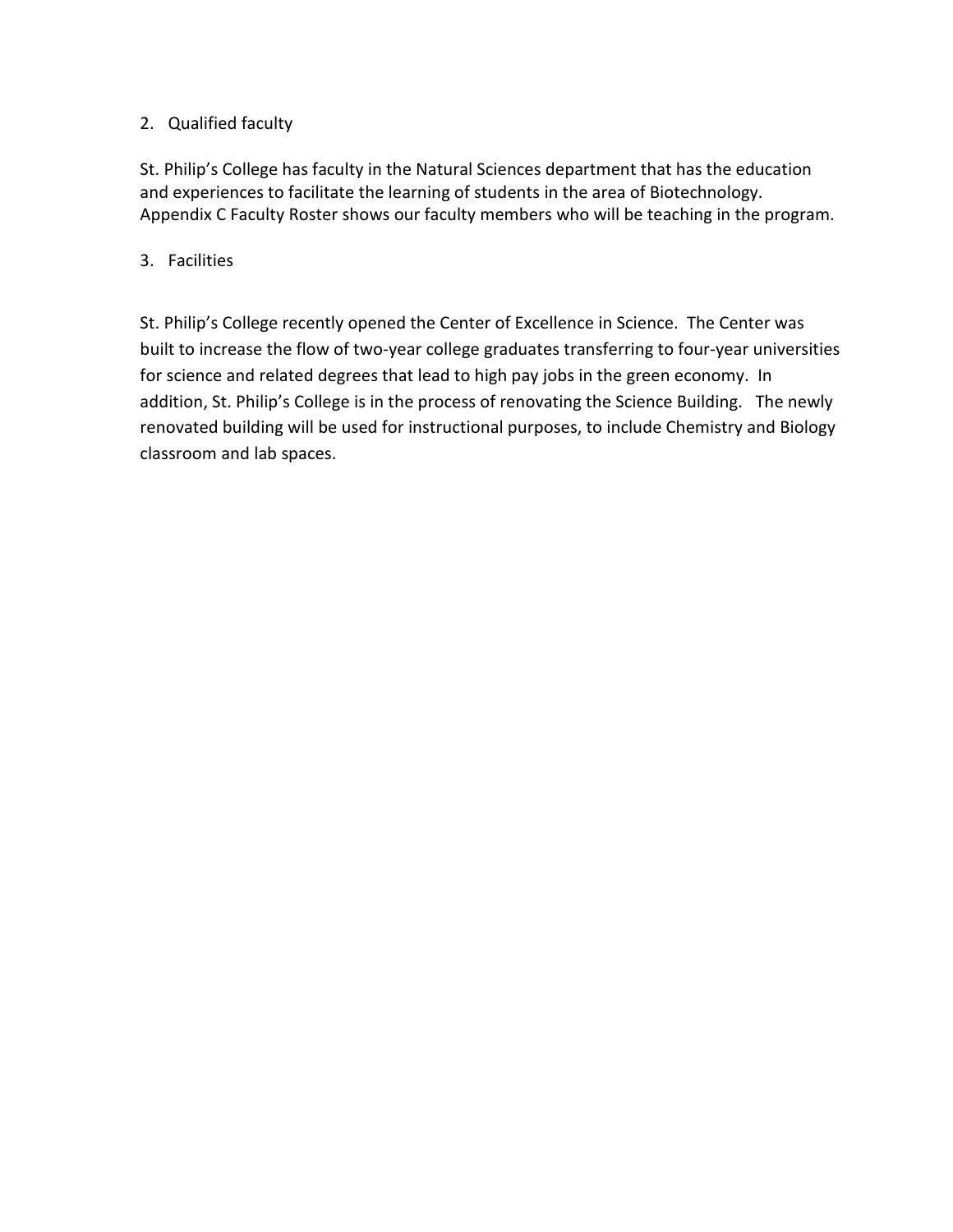2. Qualified faculty

St. Philip's College has faculty in the Natural Sciences department that has the education and experiences to facilitate the learning of students in the area of Biotechnology. Appendix C Faculty Roster shows our faculty members who will be teaching in the program.

3. Facilities

St. Philip's College recently opened the Center of Excellence in Science. The Center was built to increase the flow of two-year college graduates transferring to four-year universities for science and related degrees that lead to high pay jobs in the green economy. In addition, St. Philip's College is in the process of renovating the Science Building. The newly renovated building will be used for instructional purposes, to include Chemistry and Biology classroom and lab spaces.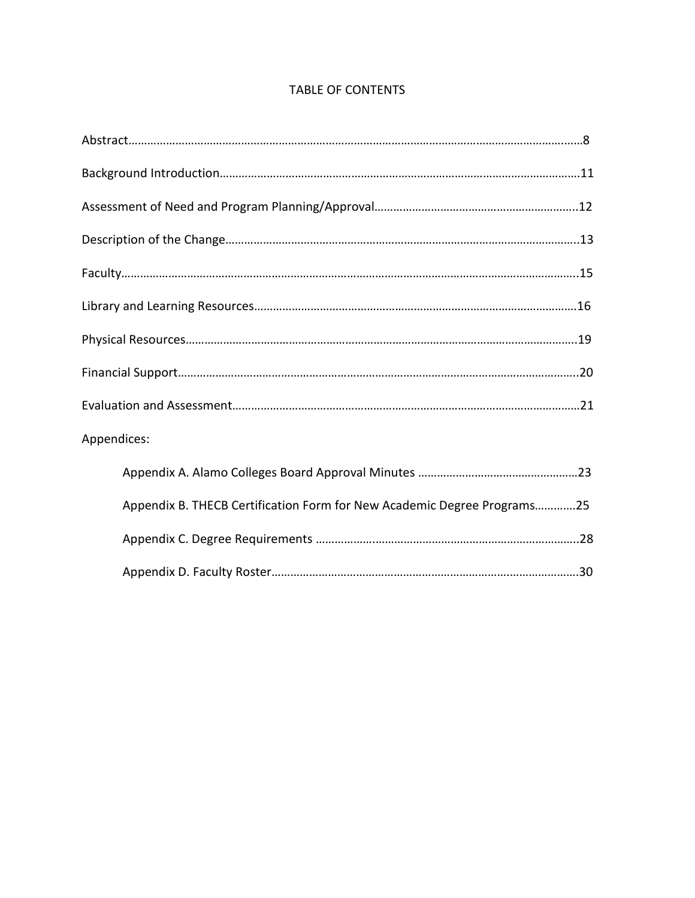# TABLE OF CONTENTS

Abstract……………………………………………………………………………………………………………………………8

Background Introduction……………………………………………………………………………………………………11

Assessment of Need and Program Planning/Approval…………………………………………………………12

Description of the Change…………………………………………………………………………………………………13

Faculty…………………………………………………………………………………………………………………………….15

Library and Learning Resources…………………………………………………………………………………………16

Physical Resources……………………………………………………………………………………………………………19

Financial Support……………………………………………………………………………………………………………..20

Evaluation and Assessment………………………………………………………………………………………………21

Appendices:

- Appendix A. Alamo Colleges Board Approval Minutes ……………………………………………23
- Appendix B. THECB Certification Form for New Academic Degree Programs…………25
- Appendix C. Degree Requirements …………………………………………………………………………28
- Appendix D. Faculty Roster……………………………………………………………………………………30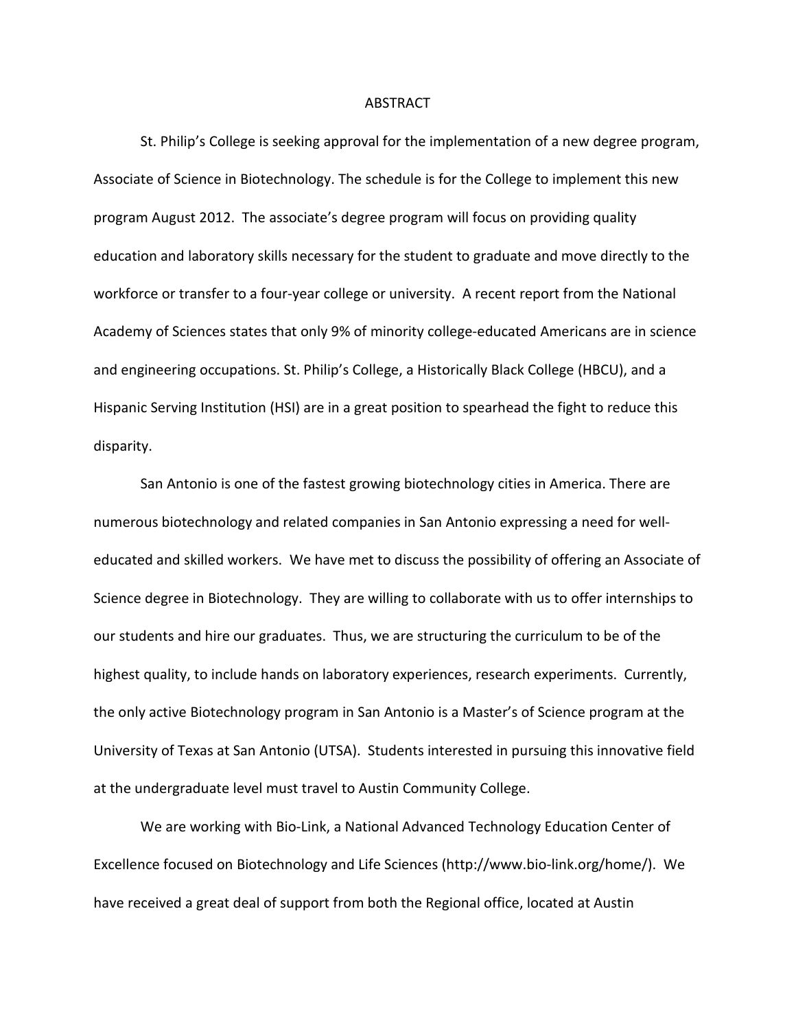# ABSTRACT

St. Philip's College is seeking approval for the implementation of a new degree program, Associate of Science in Biotechnology. The schedule is for the College to implement this new program August 2012. The associate's degree program will focus on providing quality education and laboratory skills necessary for the student to graduate and move directly to the workforce or transfer to a four-year college or university. A recent report from the National Academy of Sciences states that only 9% of minority college-educated Americans are in science and engineering occupations. St. Philip's College, a Historically Black College (HBCU), and a Hispanic Serving Institution (HSI) are in a great position to spearhead the fight to reduce this disparity.

San Antonio is one of the fastest growing biotechnology cities in America. There are numerous biotechnology and related companies in San Antonio expressing a need for well-educated and skilled workers. We have met to discuss the possibility of offering an Associate of Science degree in Biotechnology. They are willing to collaborate with us to offer internships to our students and hire our graduates. Thus, we are structuring the curriculum to be of the highest quality, to include hands on laboratory experiences, research experiments. Currently, the only active Biotechnology program in San Antonio is a Master's of Science program at the University of Texas at San Antonio (UTSA). Students interested in pursuing this innovative field at the undergraduate level must travel to Austin Community College.

We are working with Bio-Link, a National Advanced Technology Education Center of Excellence focused on Biotechnology and Life Sciences (http://www.bio-link.org/home/). We have received a great deal of support from both the Regional office, located at Austin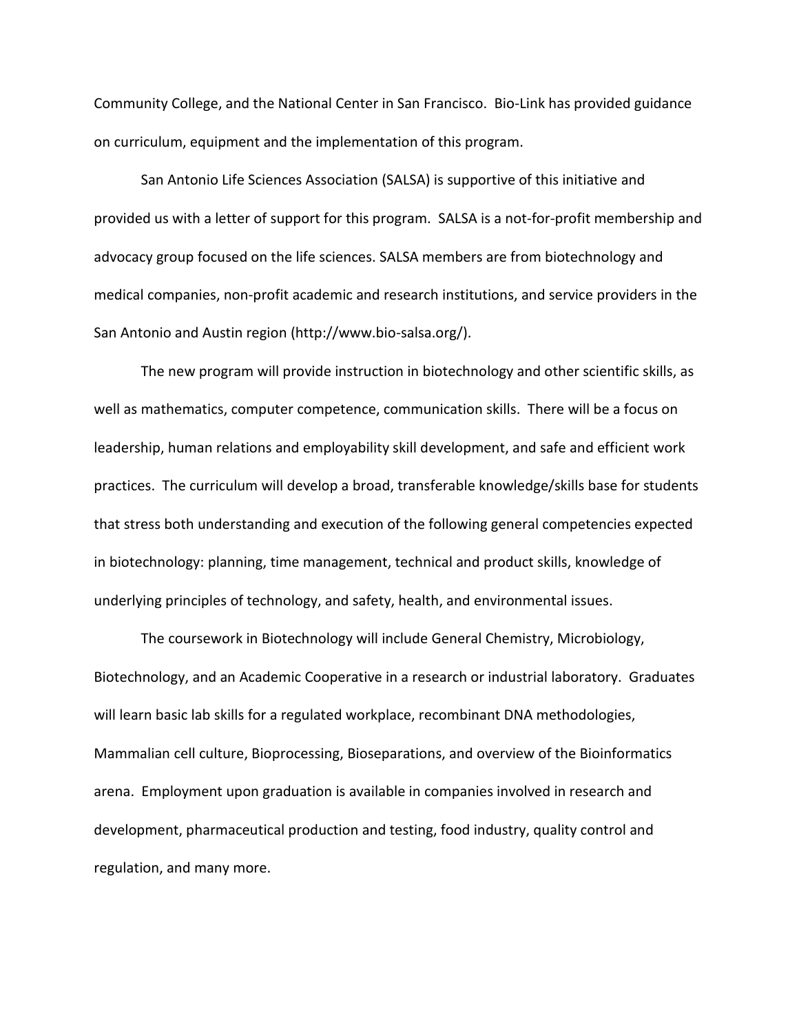Community College, and the National Center in San Francisco. Bio-Link has provided guidance on curriculum, equipment and the implementation of this program.

San Antonio Life Sciences Association (SALSA) is supportive of this initiative and provided us with a letter of support for this program. SALSA is a not-for-profit membership and advocacy group focused on the life sciences. SALSA members are from biotechnology and medical companies, non-profit academic and research institutions, and service providers in the San Antonio and Austin region (http://www.bio-salsa.org/).

The new program will provide instruction in biotechnology and other scientific skills, as well as mathematics, computer competence, communication skills. There will be a focus on leadership, human relations and employability skill development, and safe and efficient work practices. The curriculum will develop a broad, transferable knowledge/skills base for students that stress both understanding and execution of the following general competencies expected in biotechnology: planning, time management, technical and product skills, knowledge of underlying principles of technology, and safety, health, and environmental issues.

The coursework in Biotechnology will include General Chemistry, Microbiology, Biotechnology, and an Academic Cooperative in a research or industrial laboratory. Graduates will learn basic lab skills for a regulated workplace, recombinant DNA methodologies, Mammalian cell culture, Bioprocessing, Bioseparations, and overview of the Bioinformatics arena. Employment upon graduation is available in companies involved in research and development, pharmaceutical production and testing, food industry, quality control and regulation, and many more.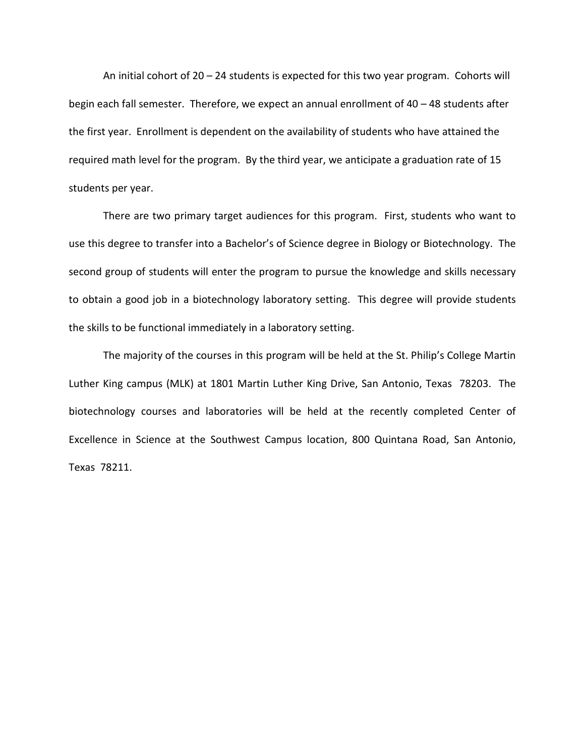An initial cohort of 20 – 24 students is expected for this two year program. Cohorts will begin each fall semester. Therefore, we expect an annual enrollment of 40 – 48 students after the first year. Enrollment is dependent on the availability of students who have attained the required math level for the program. By the third year, we anticipate a graduation rate of 15 students per year.

There are two primary target audiences for this program. First, students who want to use this degree to transfer into a Bachelor's of Science degree in Biology or Biotechnology. The second group of students will enter the program to pursue the knowledge and skills necessary to obtain a good job in a biotechnology laboratory setting. This degree will provide students the skills to be functional immediately in a laboratory setting.

The majority of the courses in this program will be held at the St. Philip's College Martin Luther King campus (MLK) at 1801 Martin Luther King Drive, San Antonio, Texas 78203. The biotechnology courses and laboratories will be held at the recently completed Center of Excellence in Science at the Southwest Campus location, 800 Quintana Road, San Antonio, Texas 78211.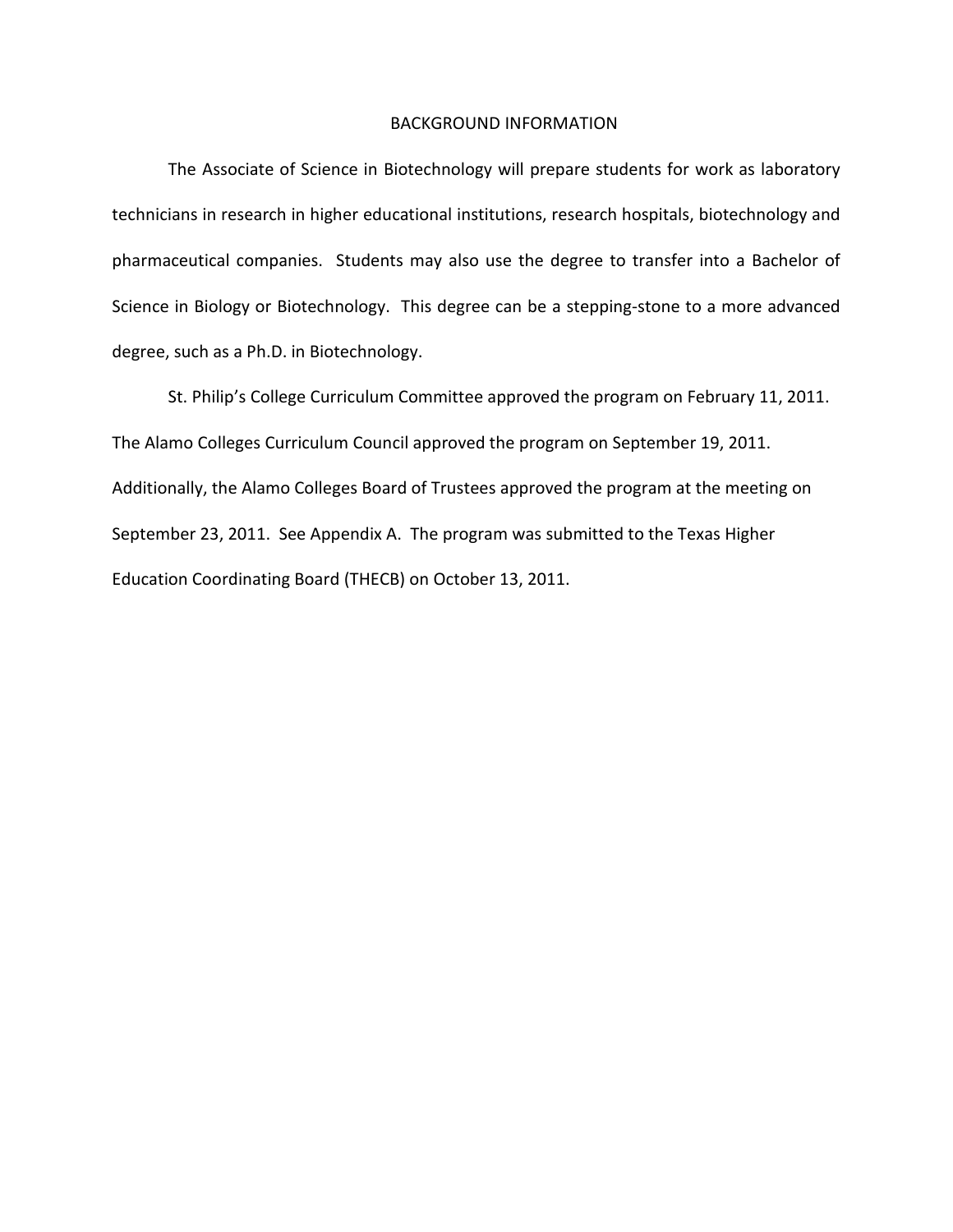# BACKGROUND INFORMATION

The Associate of Science in Biotechnology will prepare students for work as laboratory technicians in research in higher educational institutions, research hospitals, biotechnology and pharmaceutical companies. Students may also use the degree to transfer into a Bachelor of Science in Biology or Biotechnology. This degree can be a stepping-stone to a more advanced degree, such as a Ph.D. in Biotechnology.

St. Philip's College Curriculum Committee approved the program on February 11, 2011. The Alamo Colleges Curriculum Council approved the program on September 19, 2011. Additionally, the Alamo Colleges Board of Trustees approved the program at the meeting on September 23, 2011. See Appendix A. The program was submitted to the Texas Higher Education Coordinating Board (THECB) on October 13, 2011.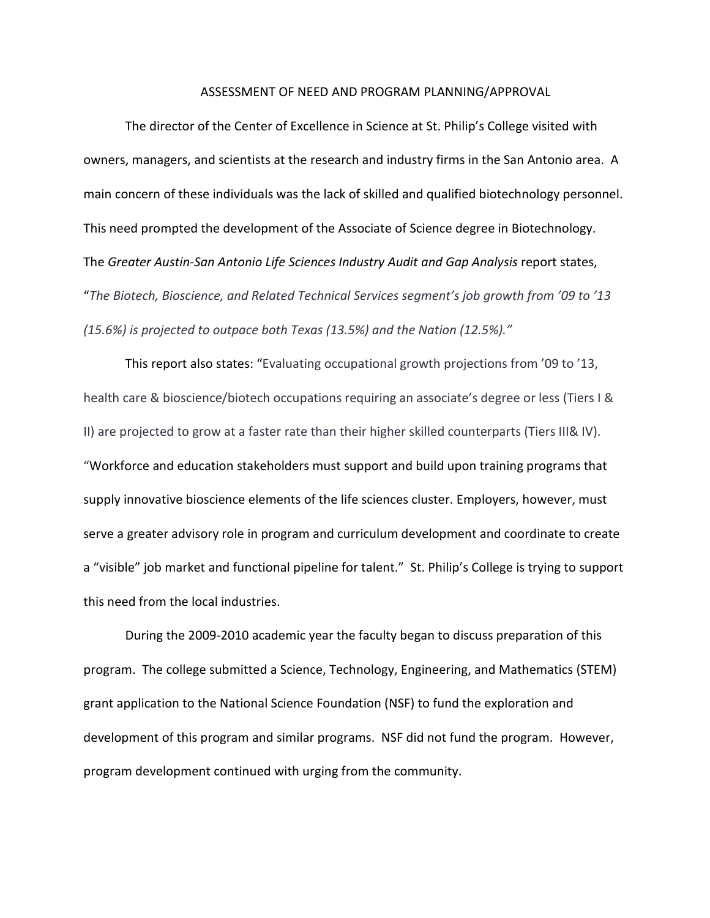# ASSESSMENT OF NEED AND PROGRAM PLANNING/APPROVAL

The director of the Center of Excellence in Science at St. Philip's College visited with owners, managers, and scientists at the research and industry firms in the San Antonio area. A main concern of these individuals was the lack of skilled and qualified biotechnology personnel. This need prompted the development of the Associate of Science degree in Biotechnology. The *Greater Austin-San Antonio Life Sciences Industry Audit and Gap Analysis* report states, "*The Biotech, Bioscience, and Related Technical Services segment's job growth from '09 to '13 (15.6%) is projected to outpace both Texas (13.5%) and the Nation (12.5%).*"

This report also states: "Evaluating occupational growth projections from '09 to '13, health care & bioscience/biotech occupations requiring an associate's degree or less (Tiers I & II) are projected to grow at a faster rate than their higher skilled counterparts (Tiers III& IV). "Workforce and education stakeholders must support and build upon training programs that supply innovative bioscience elements of the life sciences cluster. Employers, however, must serve a greater advisory role in program and curriculum development and coordinate to create a "visible" job market and functional pipeline for talent." St. Philip's College is trying to support this need from the local industries.

During the 2009-2010 academic year the faculty began to discuss preparation of this program. The college submitted a Science, Technology, Engineering, and Mathematics (STEM) grant application to the National Science Foundation (NSF) to fund the exploration and development of this program and similar programs. NSF did not fund the program. However, program development continued with urging from the community.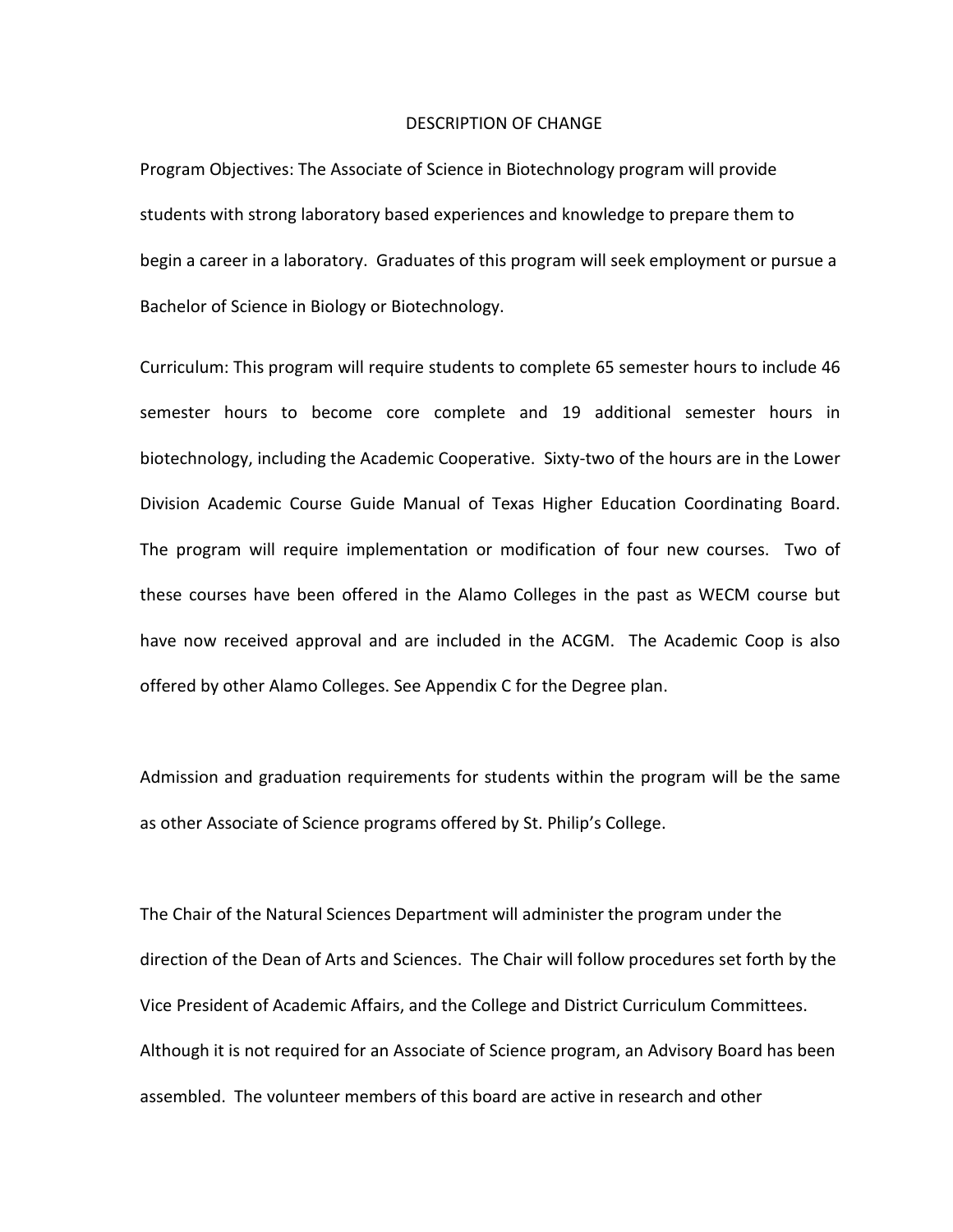# DESCRIPTION OF CHANGE

Program Objectives: The Associate of Science in Biotechnology program will provide students with strong laboratory based experiences and knowledge to prepare them to begin a career in a laboratory. Graduates of this program will seek employment or pursue a Bachelor of Science in Biology or Biotechnology.

Curriculum: This program will require students to complete 65 semester hours to include 46 semester hours to become core complete and 19 additional semester hours in biotechnology, including the Academic Cooperative. Sixty-two of the hours are in the Lower Division Academic Course Guide Manual of Texas Higher Education Coordinating Board. The program will require implementation or modification of four new courses. Two of these courses have been offered in the Alamo Colleges in the past as WECM course but have now received approval and are included in the ACGM. The Academic Coop is also offered by other Alamo Colleges. See Appendix C for the Degree plan.

Admission and graduation requirements for students within the program will be the same as other Associate of Science programs offered by St. Philip's College.

The Chair of the Natural Sciences Department will administer the program under the direction of the Dean of Arts and Sciences. The Chair will follow procedures set forth by the Vice President of Academic Affairs, and the College and District Curriculum Committees. Although it is not required for an Associate of Science program, an Advisory Board has been assembled. The volunteer members of this board are active in research and other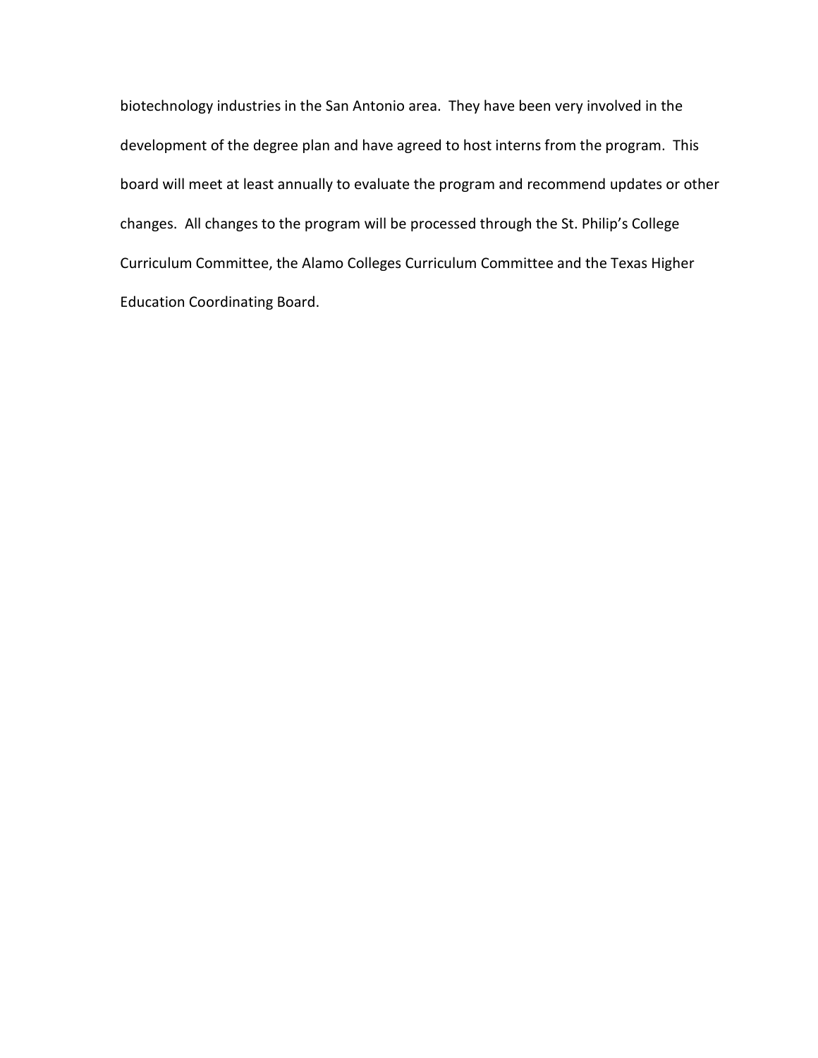biotechnology industries in the San Antonio area. They have been very involved in the development of the degree plan and have agreed to host interns from the program. This board will meet at least annually to evaluate the program and recommend updates or other changes. All changes to the program will be processed through the St. Philip's College Curriculum Committee, the Alamo Colleges Curriculum Committee and the Texas Higher Education Coordinating Board.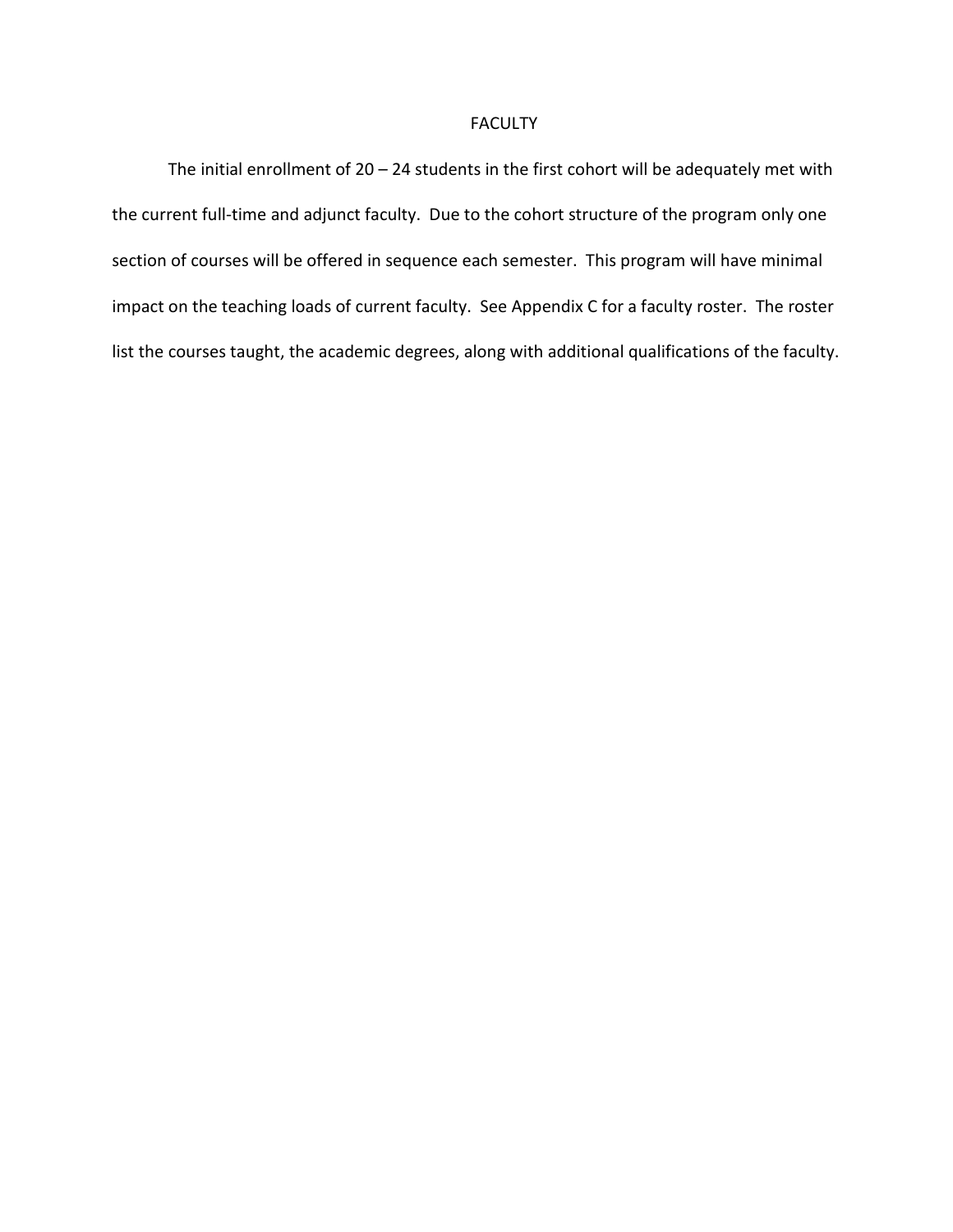# FACULTY

The initial enrollment of 20 – 24 students in the first cohort will be adequately met with the current full-time and adjunct faculty. Due to the cohort structure of the program only one section of courses will be offered in sequence each semester. This program will have minimal impact on the teaching loads of current faculty. See Appendix C for a faculty roster. The roster list the courses taught, the academic degrees, along with additional qualifications of the faculty.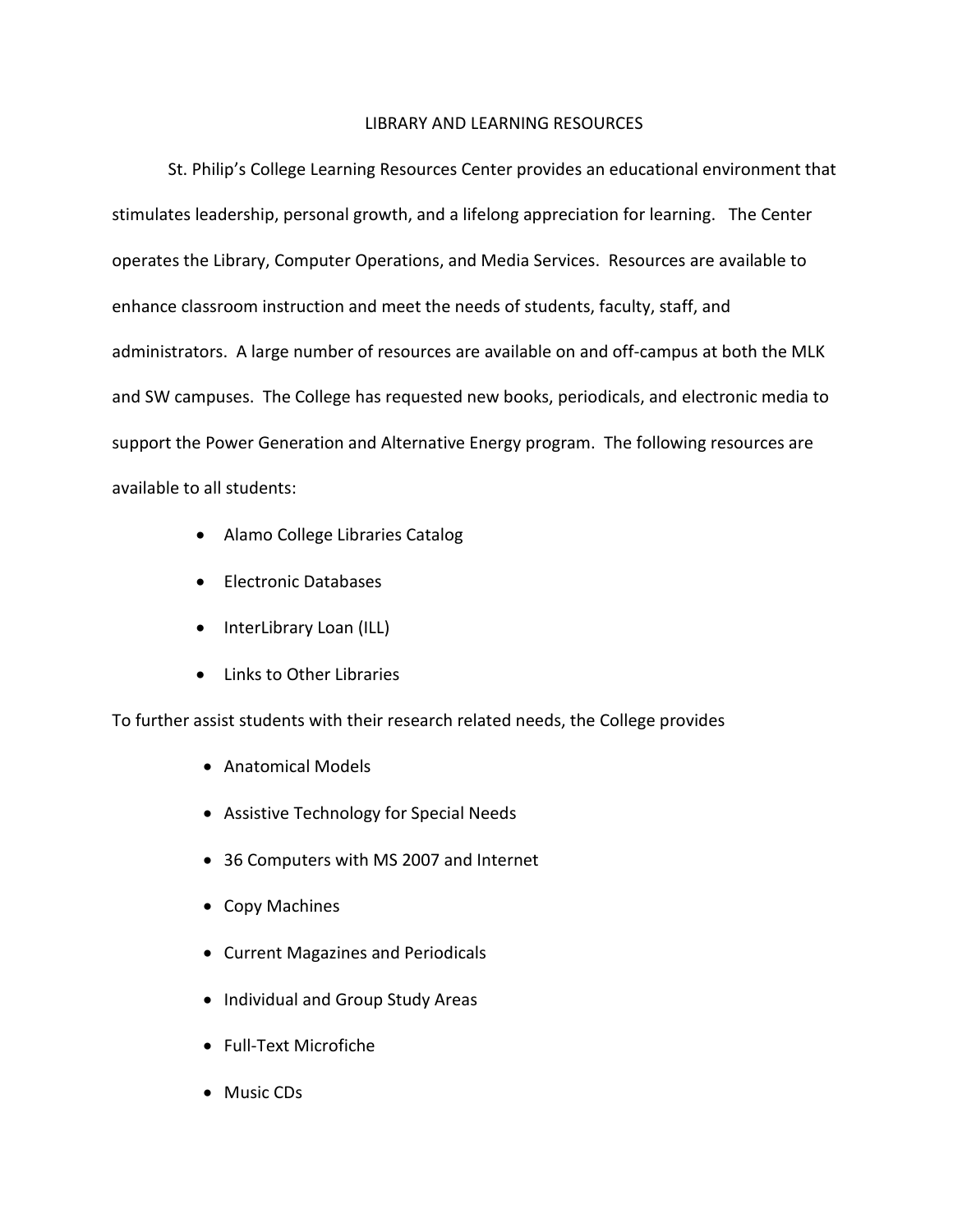# LIBRARY AND LEARNING RESOURCES

St. Philip's College Learning Resources Center provides an educational environment that stimulates leadership, personal growth, and a lifelong appreciation for learning. The Center operates the Library, Computer Operations, and Media Services. Resources are available to enhance classroom instruction and meet the needs of students, faculty, staff, and administrators. A large number of resources are available on and off-campus at both the MLK and SW campuses. The College has requested new books, periodicals, and electronic media to support the Power Generation and Alternative Energy program. The following resources are available to all students:

- Alamo College Libraries Catalog
- Electronic Databases
- InterLibrary Loan (ILL)
- Links to Other Libraries

To further assist students with their research related needs, the College provides

- Anatomical Models
- Assistive Technology for Special Needs
- 36 Computers with MS 2007 and Internet
- Copy Machines
- Current Magazines and Periodicals
- Individual and Group Study Areas
- Full-Text Microfiche
- Music CDs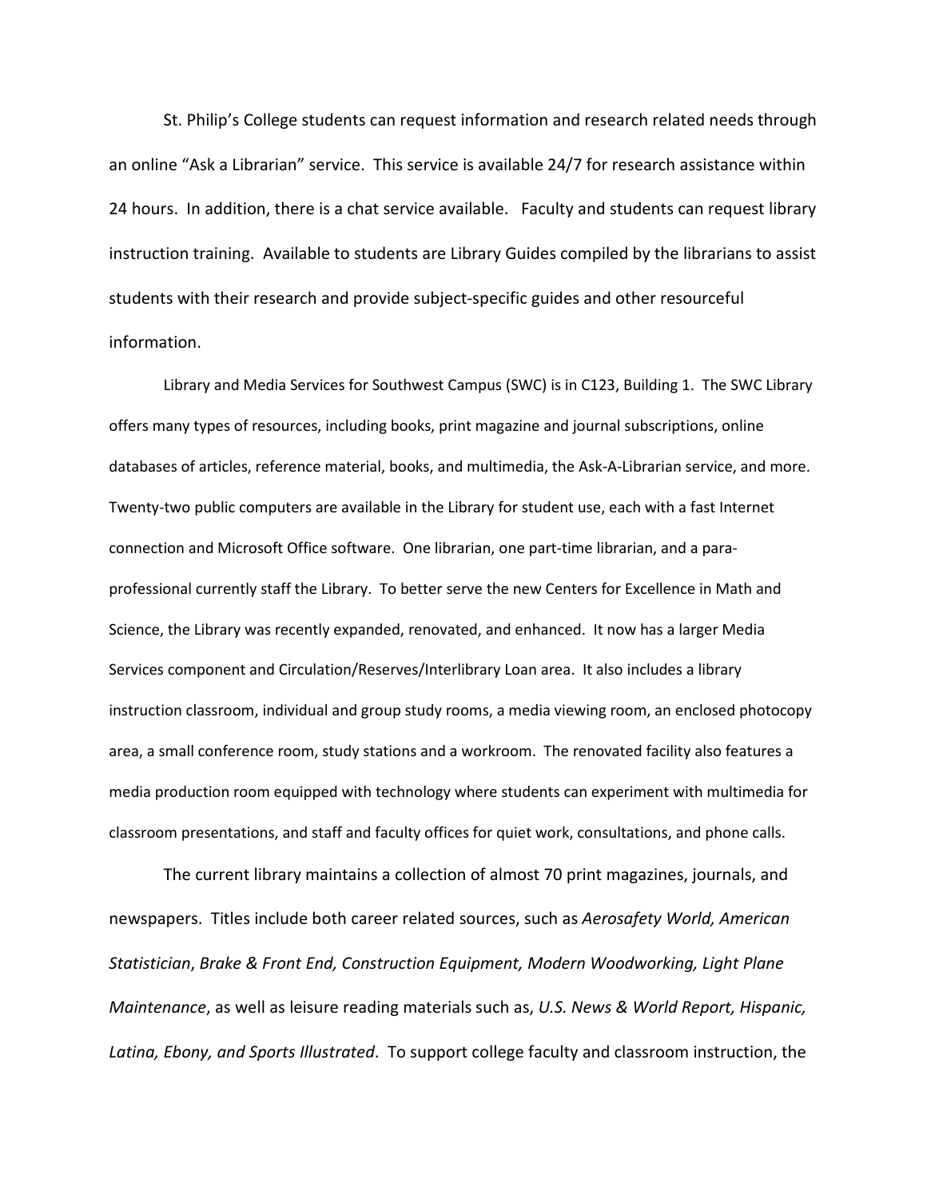St. Philip's College students can request information and research related needs through an online "Ask a Librarian" service. This service is available 24/7 for research assistance within 24 hours. In addition, there is a chat service available. Faculty and students can request library instruction training. Available to students are Library Guides compiled by the librarians to assist students with their research and provide subject-specific guides and other resourceful information.

Library and Media Services for Southwest Campus (SWC) is in C123, Building 1. The SWC Library offers many types of resources, including books, print magazine and journal subscriptions, online databases of articles, reference material, books, and multimedia, the Ask-A-Librarian service, and more. Twenty-two public computers are available in the Library for student use, each with a fast Internet connection and Microsoft Office software. One librarian, one part-time librarian, and a para-professional currently staff the Library. To better serve the new Centers for Excellence in Math and Science, the Library was recently expanded, renovated, and enhanced. It now has a larger Media Services component and Circulation/Reserves/Interlibrary Loan area. It also includes a library instruction classroom, individual and group study rooms, a media viewing room, an enclosed photocopy area, a small conference room, study stations and a workroom. The renovated facility also features a media production room equipped with technology where students can experiment with multimedia for classroom presentations, and staff and faculty offices for quiet work, consultations, and phone calls.

The current library maintains a collection of almost 70 print magazines, journals, and newspapers. Titles include both career related sources, such as *Aerosafety World, American Statistician*, *Brake & Front End, Construction Equipment, Modern Woodworking, Light Plane Maintenance*, as well as leisure reading materials such as, *U.S. News & World Report, Hispanic, Latina, Ebony, and Sports Illustrated*. To support college faculty and classroom instruction, the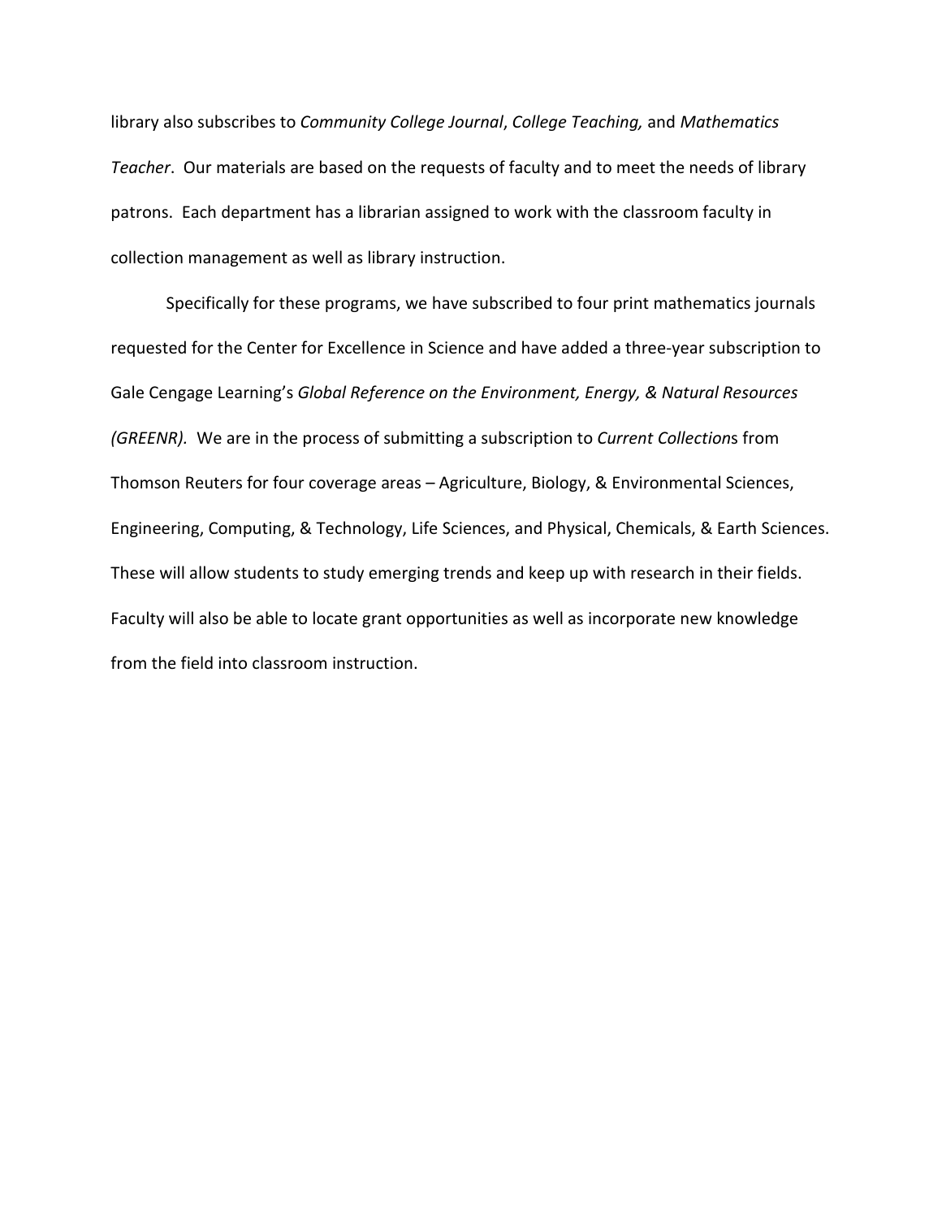library also subscribes to *Community College Journal*, *College Teaching,* and *Mathematics Teacher*. Our materials are based on the requests of faculty and to meet the needs of library patrons. Each department has a librarian assigned to work with the classroom faculty in collection management as well as library instruction.

Specifically for these programs, we have subscribed to four print mathematics journals requested for the Center for Excellence in Science and have added a three-year subscription to Gale Cengage Learning's *Global Reference on the Environment, Energy, & Natural Resources (GREENR).* We are in the process of submitting a subscription to *Current Collection*s from Thomson Reuters for four coverage areas – Agriculture, Biology, & Environmental Sciences, Engineering, Computing, & Technology, Life Sciences, and Physical, Chemicals, & Earth Sciences. These will allow students to study emerging trends and keep up with research in their fields. Faculty will also be able to locate grant opportunities as well as incorporate new knowledge from the field into classroom instruction.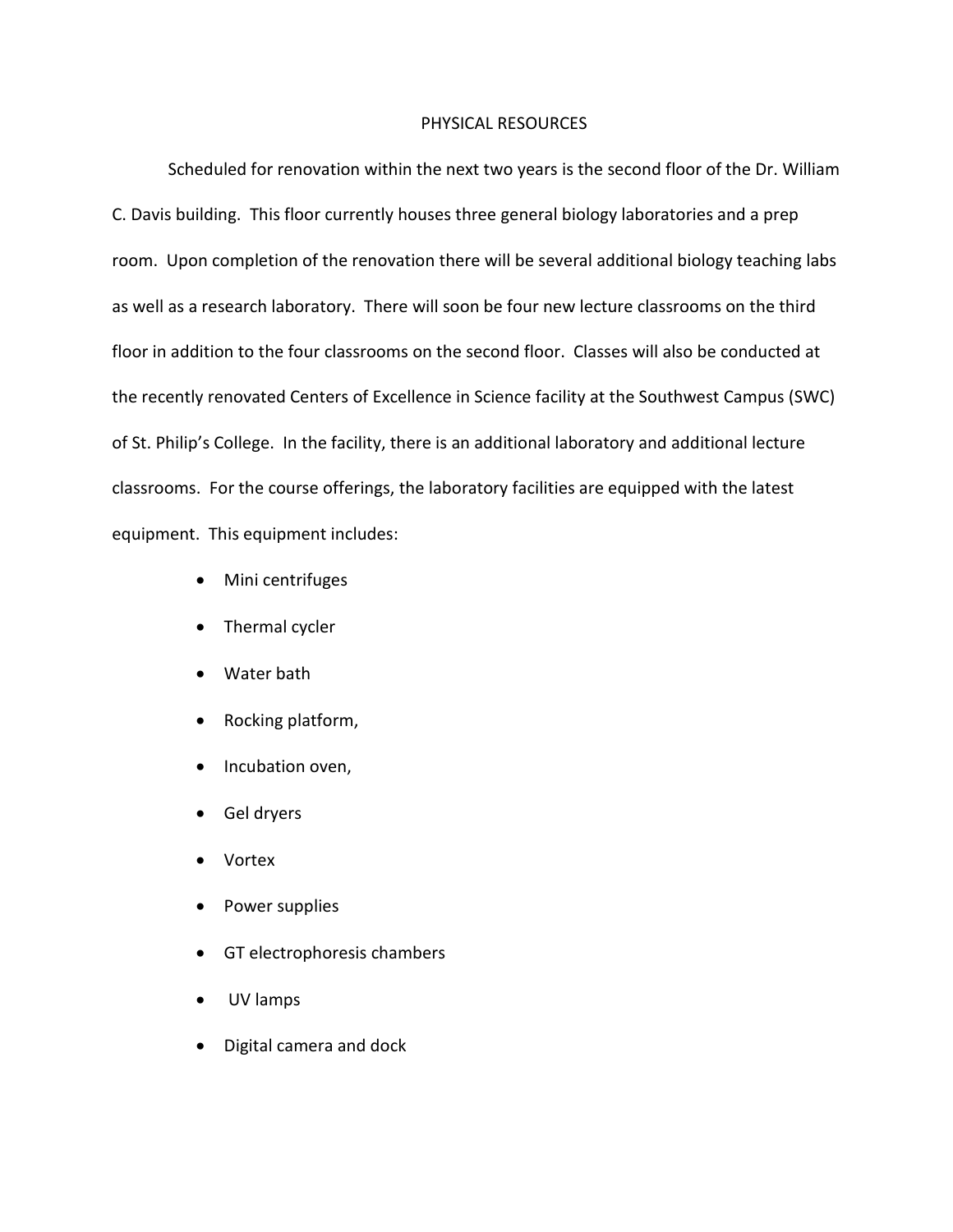## PHYSICAL RESOURCES

Scheduled for renovation within the next two years is the second floor of the Dr. William C. Davis building. This floor currently houses three general biology laboratories and a prep room. Upon completion of the renovation there will be several additional biology teaching labs as well as a research laboratory. There will soon be four new lecture classrooms on the third floor in addition to the four classrooms on the second floor. Classes will also be conducted at the recently renovated Centers of Excellence in Science facility at the Southwest Campus (SWC) of St. Philip's College. In the facility, there is an additional laboratory and additional lecture classrooms. For the course offerings, the laboratory facilities are equipped with the latest equipment. This equipment includes:

- Mini centrifuges
- Thermal cycler
- Water bath
- Rocking platform,
- Incubation oven,
- Gel dryers
- Vortex
- Power supplies
- GT electrophoresis chambers
- UV lamps
- Digital camera and dock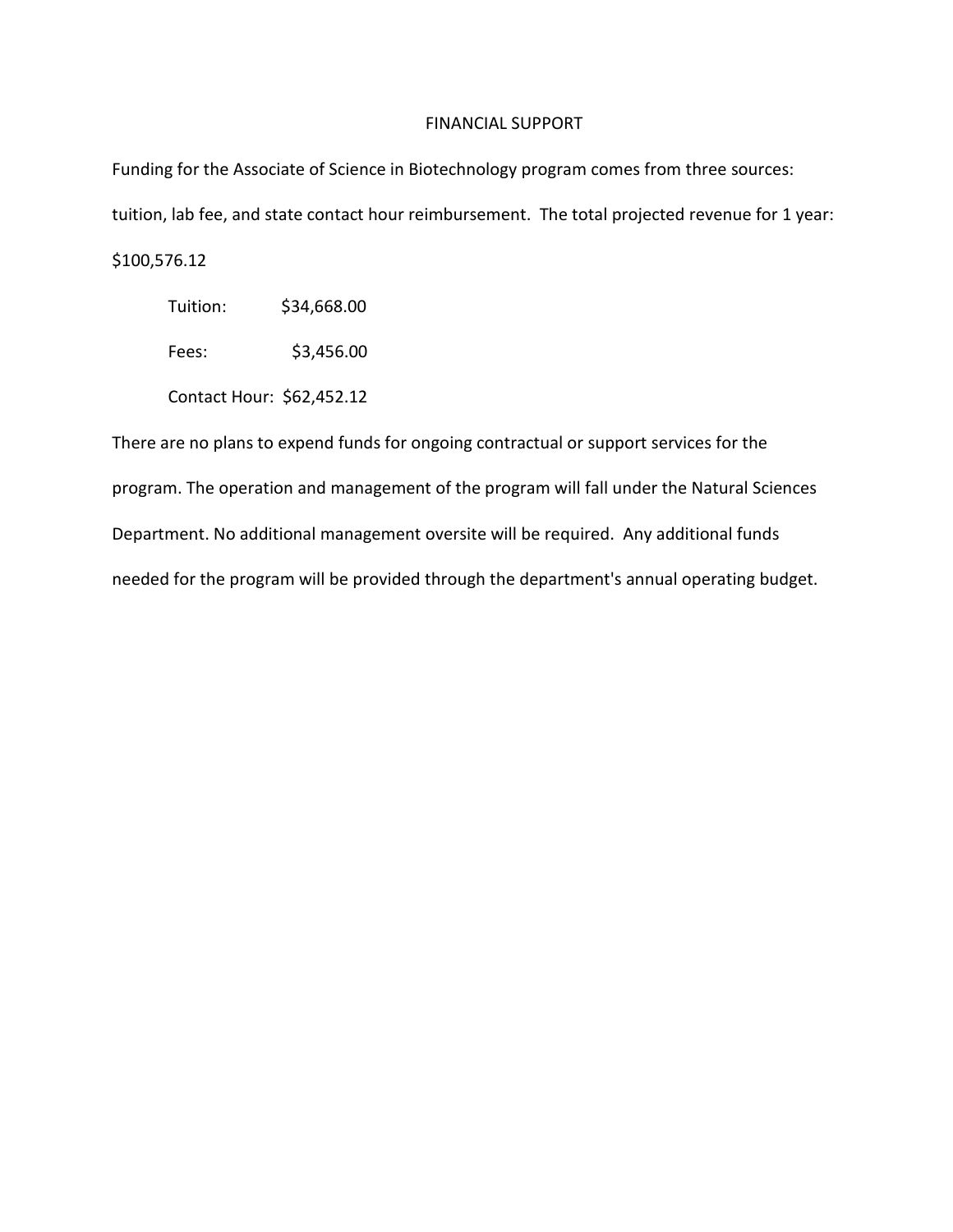# FINANCIAL SUPPORT

Funding for the Associate of Science in Biotechnology program comes from three sources: tuition, lab fee, and state contact hour reimbursement. The total projected revenue for 1 year: $100,576.12

- Tuition: $34,668.00
- Fees: $3,456.00
- Contact Hour: $62,452.12

There are no plans to expend funds for ongoing contractual or support services for the program. The operation and management of the program will fall under the Natural Sciences Department. No additional management oversite will be required. Any additional funds needed for the program will be provided through the department's annual operating budget.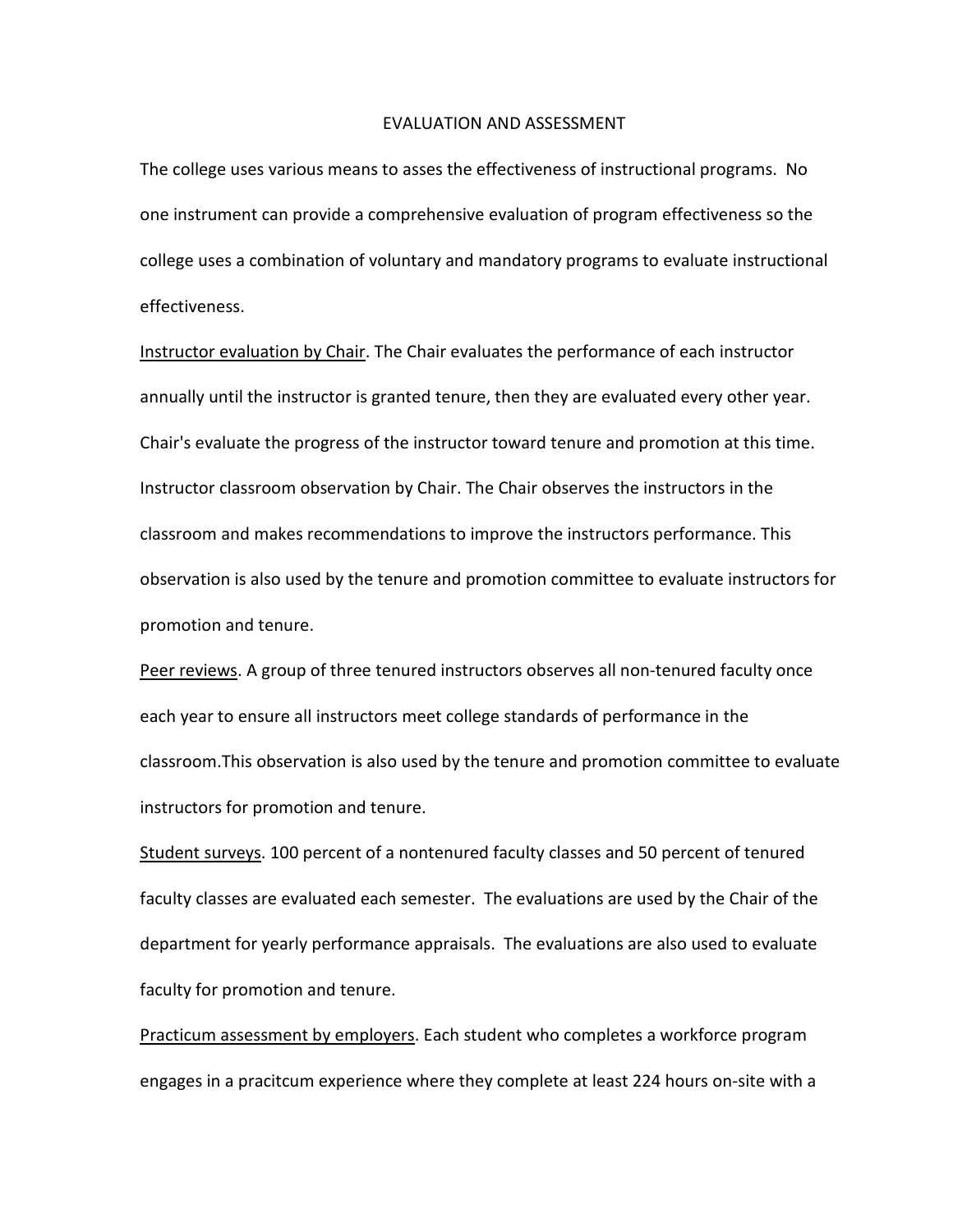# EVALUATION AND ASSESSMENT

The college uses various means to asses the effectiveness of instructional programs. No one instrument can provide a comprehensive evaluation of program effectiveness so the college uses a combination of voluntary and mandatory programs to evaluate instructional effectiveness.

Instructor evaluation by Chair. The Chair evaluates the performance of each instructor annually until the instructor is granted tenure, then they are evaluated every other year. Chair's evaluate the progress of the instructor toward tenure and promotion at this time. Instructor classroom observation by Chair. The Chair observes the instructors in the classroom and makes recommendations to improve the instructors performance. This observation is also used by the tenure and promotion committee to evaluate instructors for promotion and tenure.

Peer reviews. A group of three tenured instructors observes all non-tenured faculty once each year to ensure all instructors meet college standards of performance in the classroom.This observation is also used by the tenure and promotion committee to evaluate instructors for promotion and tenure.

Student surveys. 100 percent of a nontenured faculty classes and 50 percent of tenured faculty classes are evaluated each semester. The evaluations are used by the Chair of the department for yearly performance appraisals. The evaluations are also used to evaluate faculty for promotion and tenure.

Practicum assessment by employers. Each student who completes a workforce program engages in a pracitcum experience where they complete at least 224 hours on-site with a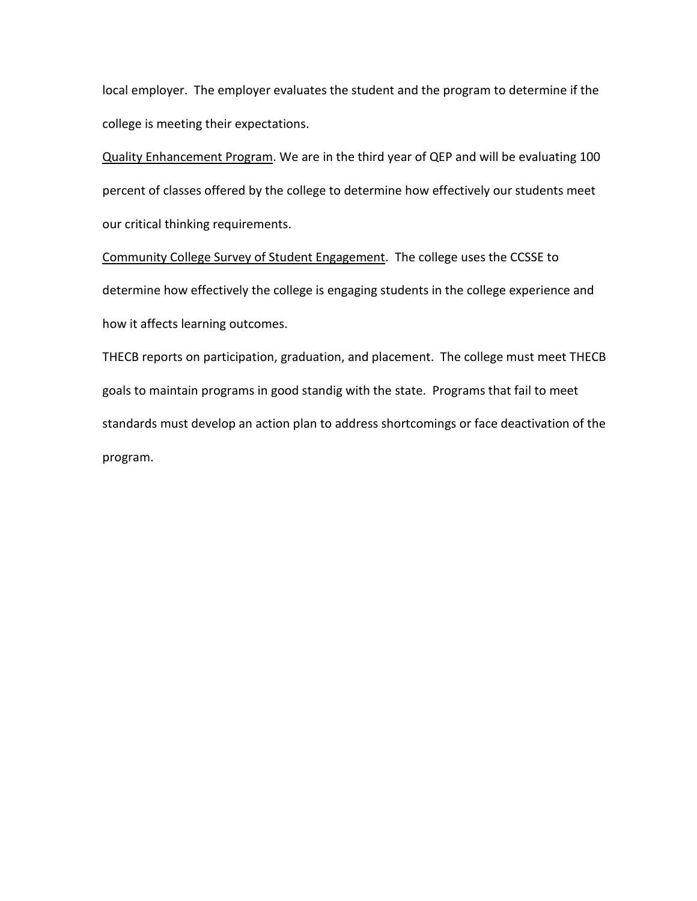local employer. The employer evaluates the student and the program to determine if the college is meeting their expectations.

<u>Quality Enhancement Program</u>. We are in the third year of QEP and will be evaluating 100 percent of classes offered by the college to determine how effectively our students meet our critical thinking requirements.

<u>Community College Survey of Student Engagement</u>. The college uses the CCSSE to determine how effectively the college is engaging students in the college experience and how it affects learning outcomes.

THECB reports on participation, graduation, and placement. The college must meet THECB goals to maintain programs in good standig with the state. Programs that fail to meet standards must develop an action plan to address shortcomings or face deactivation of the program.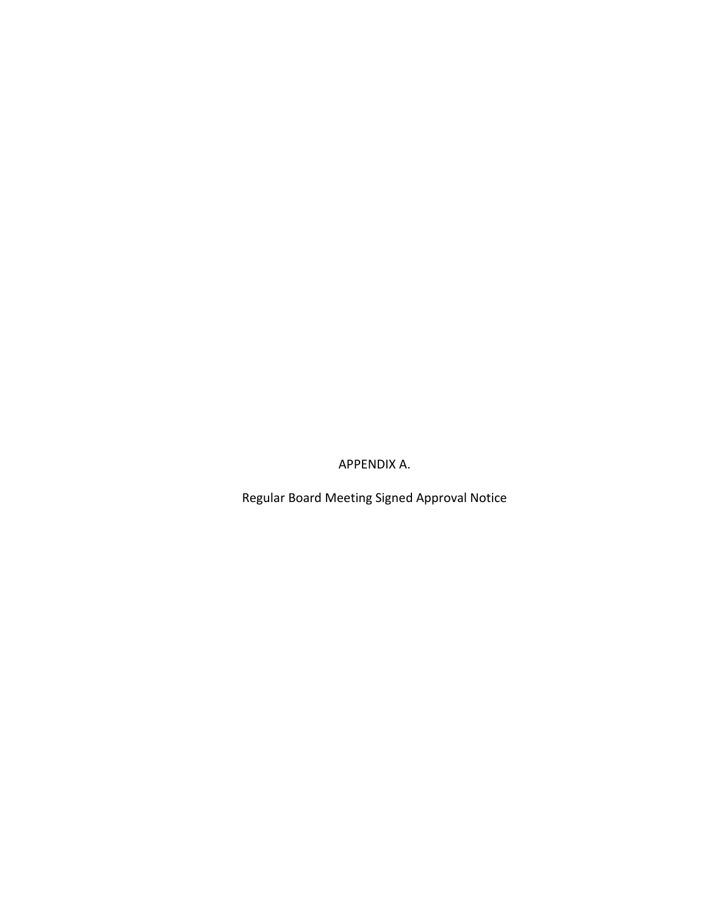# APPENDIX A.

Regular Board Meeting Signed Approval Notice